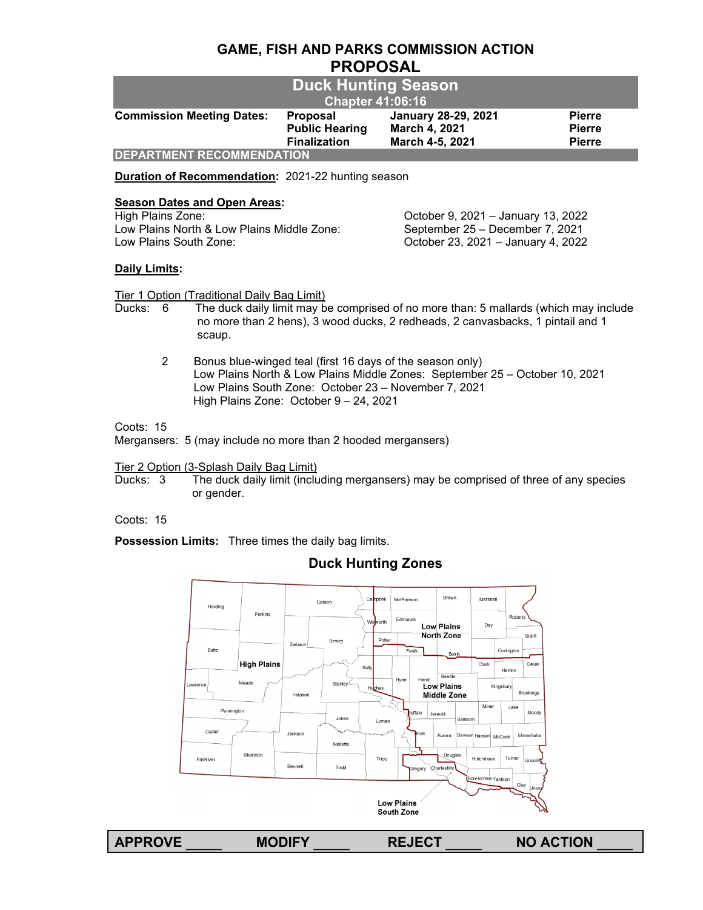# GAME, FISH AND PARKS COMMISSION ACTION

## PROPOSAL

## Duck Hunting Season

### Chapter 41:06:16

| Commission Meeting Dates: | Proposal | January 28-29, 2021 | Pierre |
|---|---|---|---|
| | Public Hearing | March 4, 2021 | Pierre |
| | Finalization | March 4-5, 2021 | Pierre |

**DEPARTMENT RECOMMENDATION**

**Duration of Recommendation:** 2021-22 hunting season

**Season Dates and Open Areas:**

High Plains Zone: October 9, 2021 – January 13, 2022
Low Plains North & Low Plains Middle Zone: September 25 – December 7, 2021
Low Plains South Zone: October 23, 2021 – January 4, 2022

**Daily Limits:**

Tier 1 Option (Traditional Daily Bag Limit)

Ducks: 6 The duck daily limit may be comprised of no more than: 5 mallards (which may include no more than 2 hens), 3 wood ducks, 2 redheads, 2 canvasbacks, 1 pintail and 1 scaup.

2 Bonus blue-winged teal (first 16 days of the season only)
Low Plains North & Low Plains Middle Zones: September 25 – October 10, 2021
Low Plains South Zone: October 23 – November 7, 2021
High Plains Zone: October 9 – 24, 2021

Coots: 15
Mergansers: 5 (may include no more than 2 hooded mergansers)

Tier 2 Option (3-Splash Daily Bag Limit)

Ducks: 3 The duck daily limit (including mergansers) may be comprised of three of any species or gender.

Coots: 15

**Possession Limits:** Three times the daily bag limits.

## Duck Hunting Zones

High Plains | Low Plains North Zone | Low Plains Middle Zone | Low Plains South Zone

Harding, Perkins, Corson, Campbell, McPherson, Brown, Marshall, Roberts, Walworth, Edmunds, Day, Grant, Ziebach, Dewey, Potter, Faulk, Spink, Codington, Butte, Sully, Clark, Hamlin, Deuel, Lawrence, Meade, Stanley, Hughes, Hyde, Hand, Beadle, Kingsbury, Brookings, Haakon, Pennington, Jones, Lyman, Buffalo, Jerauld, Sanborn, Miner, Lake, Moody, Custer, Jackson, Mellette, Brule, Aurora, Davison, Hanson, McCook, Minnehaha, FallRiver, Shannon, Bennett, Todd, Tripp, Gregory, CharlesMix, Douglas, Hutchinson, Turner, Lincoln, BonHomme, Yankton, Clay, Union

APPROVE _____ MODIFY _____ REJECT _____ NO ACTION _____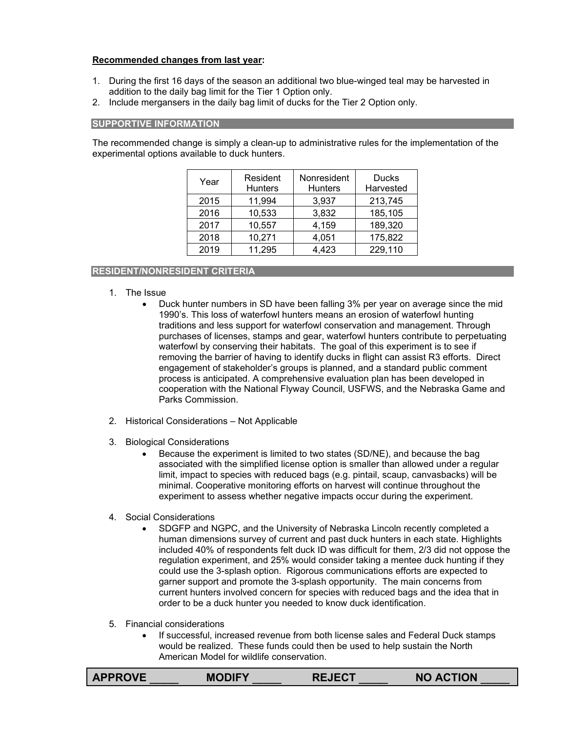**Recommended changes from last year:**

1. During the first 16 days of the season an additional two blue-winged teal may be harvested in addition to the daily bag limit for the Tier 1 Option only.
2. Include mergansers in the daily bag limit of ducks for the Tier 2 Option only.

## SUPPORTIVE INFORMATION

The recommended change is simply a clean-up to administrative rules for the implementation of the experimental options available to duck hunters.

| Year | Resident Hunters | Nonresident Hunters | Ducks Harvested |
|---|---|---|---|
| 2015 | 11,994 | 3,937 | 213,745 |
| 2016 | 10,533 | 3,832 | 185,105 |
| 2017 | 10,557 | 4,159 | 189,320 |
| 2018 | 10,271 | 4,051 | 175,822 |
| 2019 | 11,295 | 4,423 | 229,110 |

## RESIDENT/NONRESIDENT CRITERIA

1. The Issue
   - Duck hunter numbers in SD have been falling 3% per year on average since the mid 1990's. This loss of waterfowl hunters means an erosion of waterfowl hunting traditions and less support for waterfowl conservation and management. Through purchases of licenses, stamps and gear, waterfowl hunters contribute to perpetuating waterfowl by conserving their habitats. The goal of this experiment is to see if removing the barrier of having to identify ducks in flight can assist R3 efforts. Direct engagement of stakeholder's groups is planned, and a standard public comment process is anticipated. A comprehensive evaluation plan has been developed in cooperation with the National Flyway Council, USFWS, and the Nebraska Game and Parks Commission.

2. Historical Considerations – Not Applicable

3. Biological Considerations
   - Because the experiment is limited to two states (SD/NE), and because the bag associated with the simplified license option is smaller than allowed under a regular limit, impact to species with reduced bags (e.g. pintail, scaup, canvasbacks) will be minimal. Cooperative monitoring efforts on harvest will continue throughout the experiment to assess whether negative impacts occur during the experiment.

4. Social Considerations
   - SDGFP and NGPC, and the University of Nebraska Lincoln recently completed a human dimensions survey of current and past duck hunters in each state. Highlights included 40% of respondents felt duck ID was difficult for them, 2/3 did not oppose the regulation experiment, and 25% would consider taking a mentee duck hunting if they could use the 3-splash option. Rigorous communications efforts are expected to garner support and promote the 3-splash opportunity. The main concerns from current hunters involved concern for species with reduced bags and the idea that in order to be a duck hunter you needed to know duck identification.

5. Financial considerations
   - If successful, increased revenue from both license sales and Federal Duck stamps would be realized. These funds could then be used to help sustain the North American Model for wildlife conservation.

| **APPROVE _____** | **MODIFY _____** | **REJECT _____** | **NO ACTION _____** |
|---|---|---|---|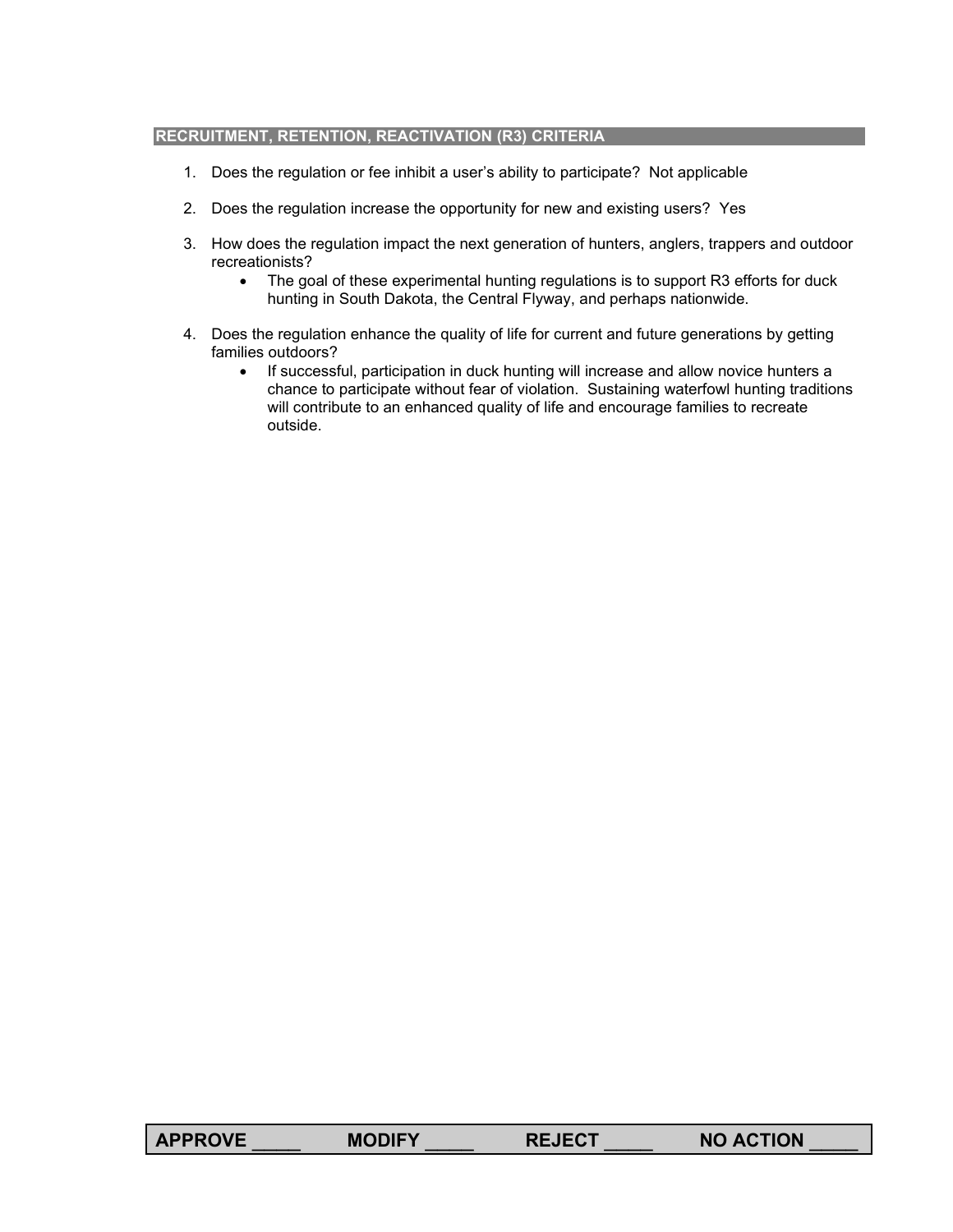## RECRUITMENT, RETENTION, REACTIVATION (R3) CRITERIA

1. Does the regulation or fee inhibit a user's ability to participate? Not applicable

2. Does the regulation increase the opportunity for new and existing users? Yes

3. How does the regulation impact the next generation of hunters, anglers, trappers and outdoor recreationists?
   - The goal of these experimental hunting regulations is to support R3 efforts for duck hunting in South Dakota, the Central Flyway, and perhaps nationwide.

4. Does the regulation enhance the quality of life for current and future generations by getting families outdoors?
   - If successful, participation in duck hunting will increase and allow novice hunters a chance to participate without fear of violation. Sustaining waterfowl hunting traditions will contribute to an enhanced quality of life and encourage families to recreate outside.

| | | | |
|---|---|---|---|
| **APPROVE _____** | **MODIFY _____** | **REJECT _____** | **NO ACTION _____** |